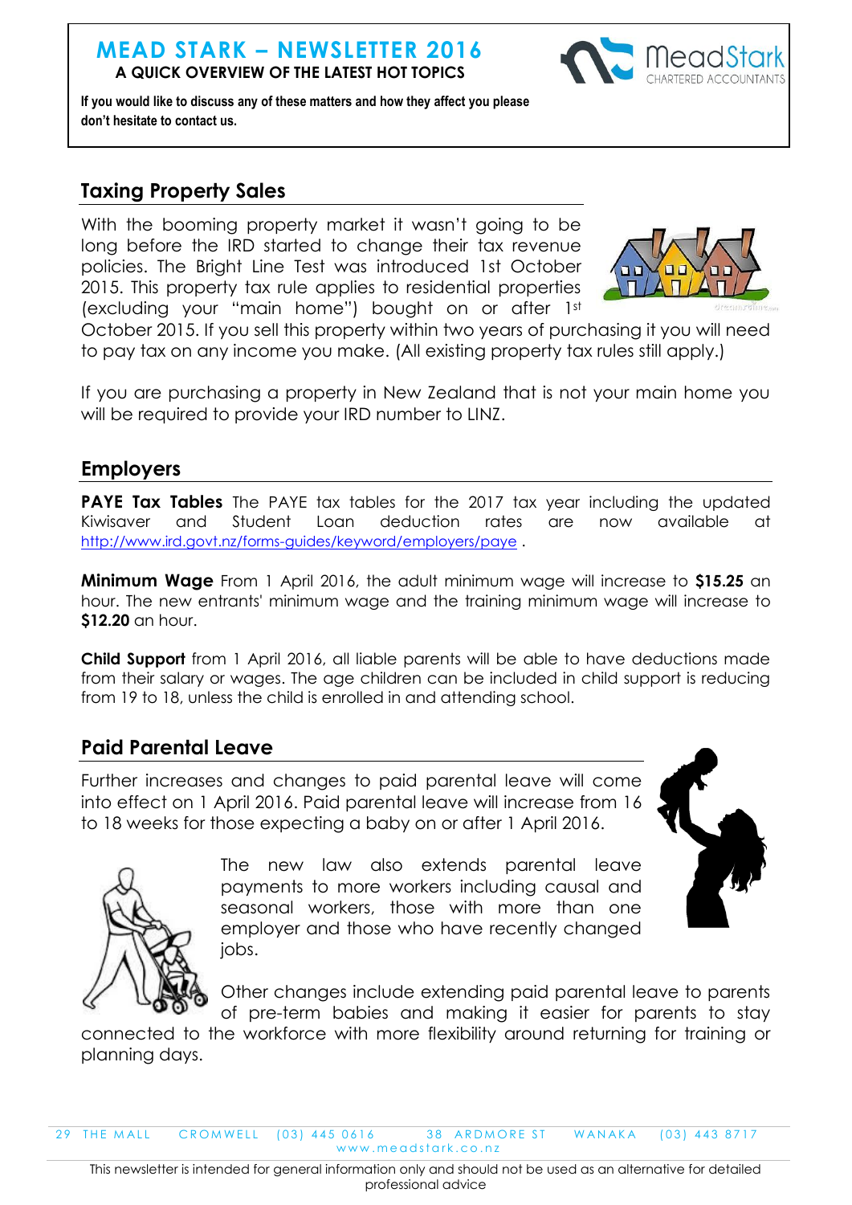# MEAD STARK – NEWSLETTER 2016

**A QUICK OVERVIEW OF THE LATEST HOT TOPICS**

**If you would like to discuss any of these matters and how they affect you please don't hesitate to contact us.**

## Taxing Property Sales

With the booming property market it wasn't going to be long before the IRD started to change their tax revenue policies. The Bright Line Test was introduced 1st October 2015. This property tax rule applies to residential properties (excluding your "main home") bought on or after 1st October 2015. If you sell this property within two years of purchasing it you will need to pay tax on any income you make. (All existing property tax rules still apply.)

If you are purchasing a property in New Zealand that is not your main home you will be required to provide your IRD number to LINZ.

## Employers

**PAYE Tax Tables** The PAYE tax tables for the 2017 tax year including the updated Kiwisaver and Student Loan deduction rates are now available at http://www.ird.govt.nz/forms-guides/keyword/employers/paye .

**Minimum Wage** From 1 April 2016, the adult minimum wage will increase to **$15.25** an hour. The new entrants' minimum wage and the training minimum wage will increase to **$12.20** an hour.

**Child Support** from 1 April 2016, all liable parents will be able to have deductions made from their salary or wages. The age children can be included in child support is reducing from 19 to 18, unless the child is enrolled in and attending school.

## Paid Parental Leave

Further increases and changes to paid parental leave will come into effect on 1 April 2016. Paid parental leave will increase from 16 to 18 weeks for those expecting a baby on or after 1 April 2016.

The new law also extends parental leave payments to more workers including causal and seasonal workers, those with more than one employer and those who have recently changed jobs.

Other changes include extending paid parental leave to parents of pre-term babies and making it easier for parents to stay connected to the workforce with more flexibility around returning for training or planning days.

29 THE MALL CROMWELL (03) 445 0616 38 ARDMORE ST WANAKA (03) 443 8717
www.meadstark.co.nz

This newsletter is intended for general information only and should not be used as an alternative for detailed professional advice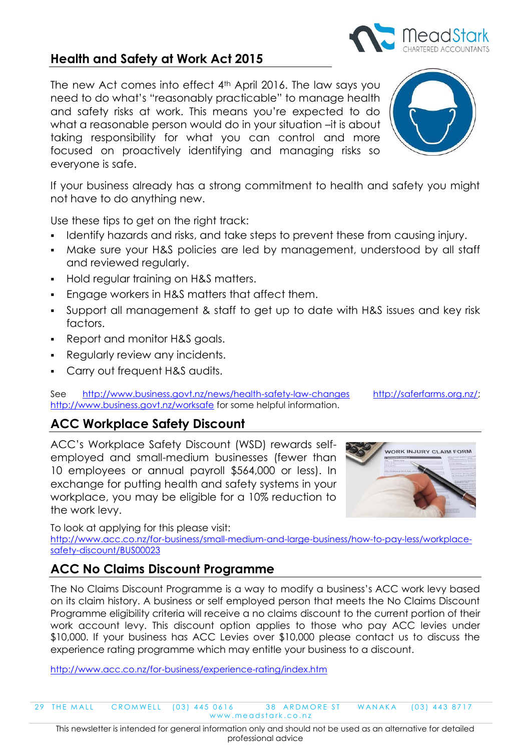## Health and Safety at Work Act 2015

The new Act comes into effect 4th April 2016. The law says you need to do what's "reasonably practicable" to manage health and safety risks at work. This means you're expected to do what a reasonable person would do in your situation –it is about taking responsibility for what you can control and more focused on proactively identifying and managing risks so everyone is safe.

If your business already has a strong commitment to health and safety you might not have to do anything new.

Use these tips to get on the right track:

- Identify hazards and risks, and take steps to prevent these from causing injury.
- Make sure your H&S policies are led by management, understood by all staff and reviewed regularly.
- Hold regular training on H&S matters.
- Engage workers in H&S matters that affect them.
- Support all management & staff to get up to date with H&S issues and key risk factors.
- Report and monitor H&S goals.
- Regularly review any incidents.
- Carry out frequent H&S audits.

See http://www.business.govt.nz/news/health-safety-law-changes http://saferfarms.org.nz/; http://www.business.govt.nz/worksafe for some helpful information.

## ACC Workplace Safety Discount

ACC's Workplace Safety Discount (WSD) rewards self-employed and small-medium businesses (fewer than 10 employees or annual payroll $564,000 or less). In exchange for putting health and safety systems in your workplace, you may be eligible for a 10% reduction to the work levy.

To look at applying for this please visit:
http://www.acc.co.nz/for-business/small-medium-and-large-business/how-to-pay-less/workplace-safety-discount/BUS00023

## ACC No Claims Discount Programme

The No Claims Discount Programme is a way to modify a business's ACC work levy based on its claim history. A business or self employed person that meets the No Claims Discount Programme eligibility criteria will receive a no claims discount to the current portion of their work account levy. This discount option applies to those who pay ACC levies under $10,000. If your business has ACC Levies over $10,000 please contact us to discuss the experience rating programme which may entitle your business to a discount.

http://www.acc.co.nz/for-business/experience-rating/index.htm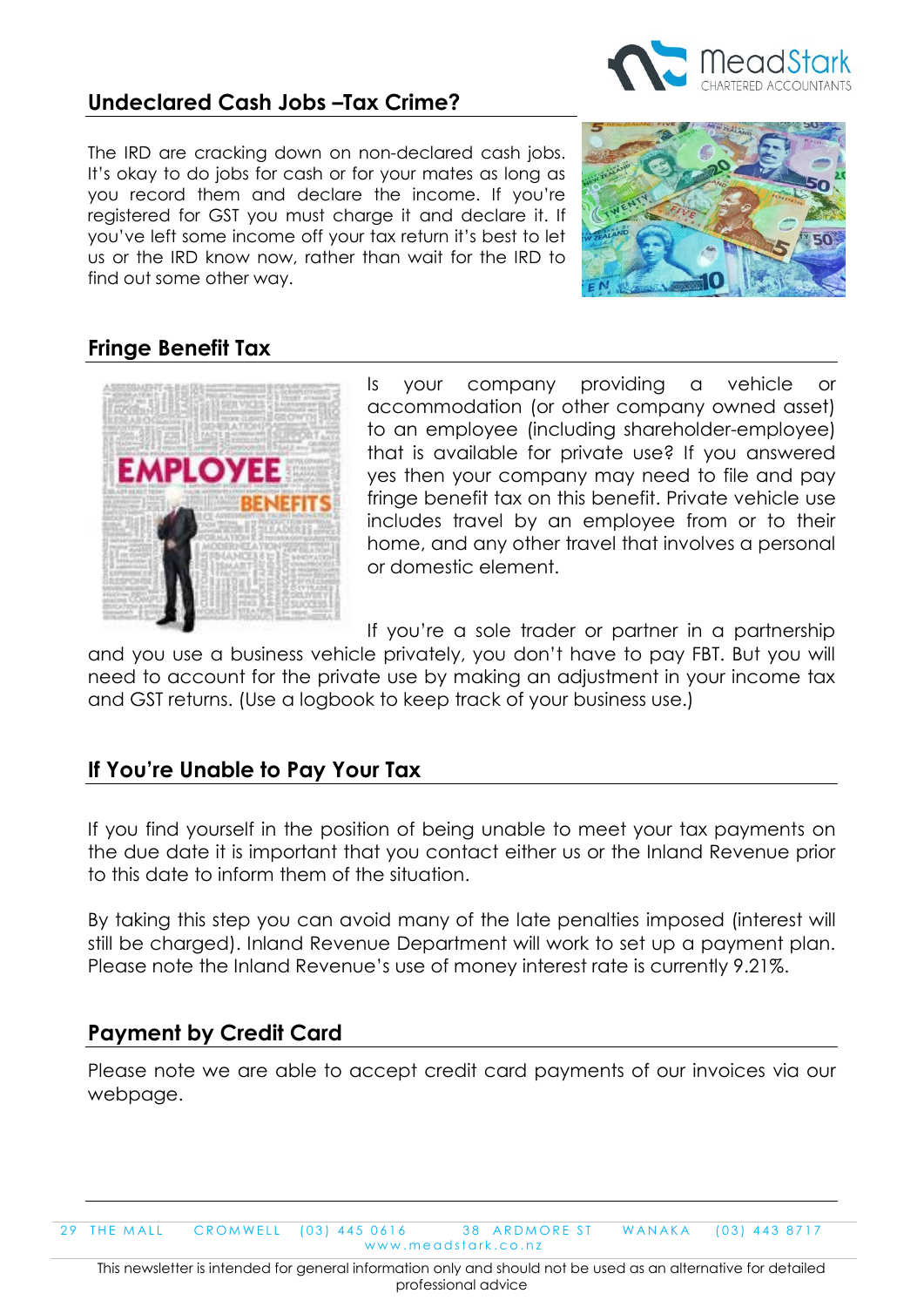## Undeclared Cash Jobs –Tax Crime?

The IRD are cracking down on non-declared cash jobs. It's okay to do jobs for cash or for your mates as long as you record them and declare the income. If you're registered for GST you must charge it and declare it. If you've left some income off your tax return it's best to let us or the IRD know now, rather than wait for the IRD to find out some other way.

## Fringe Benefit Tax

Is your company providing a vehicle or accommodation (or other company owned asset) to an employee (including shareholder-employee) that is available for private use? If you answered yes then your company may need to file and pay fringe benefit tax on this benefit. Private vehicle use includes travel by an employee from or to their home, and any other travel that involves a personal or domestic element.

If you're a sole trader or partner in a partnership and you use a business vehicle privately, you don't have to pay FBT. But you will need to account for the private use by making an adjustment in your income tax and GST returns. (Use a logbook to keep track of your business use.)

## If You're Unable to Pay Your Tax

If you find yourself in the position of being unable to meet your tax payments on the due date it is important that you contact either us or the Inland Revenue prior to this date to inform them of the situation.

By taking this step you can avoid many of the late penalties imposed (interest will still be charged). Inland Revenue Department will work to set up a payment plan. Please note the Inland Revenue's use of money interest rate is currently 9.21%.

## Payment by Credit Card

Please note we are able to accept credit card payments of our invoices via our webpage.

29 THE MALL CROMWELL (03) 445 0616 38 ARDMORE ST WANAKA (03) 443 8717
www.meadstark.co.nz

This newsletter is intended for general information only and should not be used as an alternative for detailed professional advice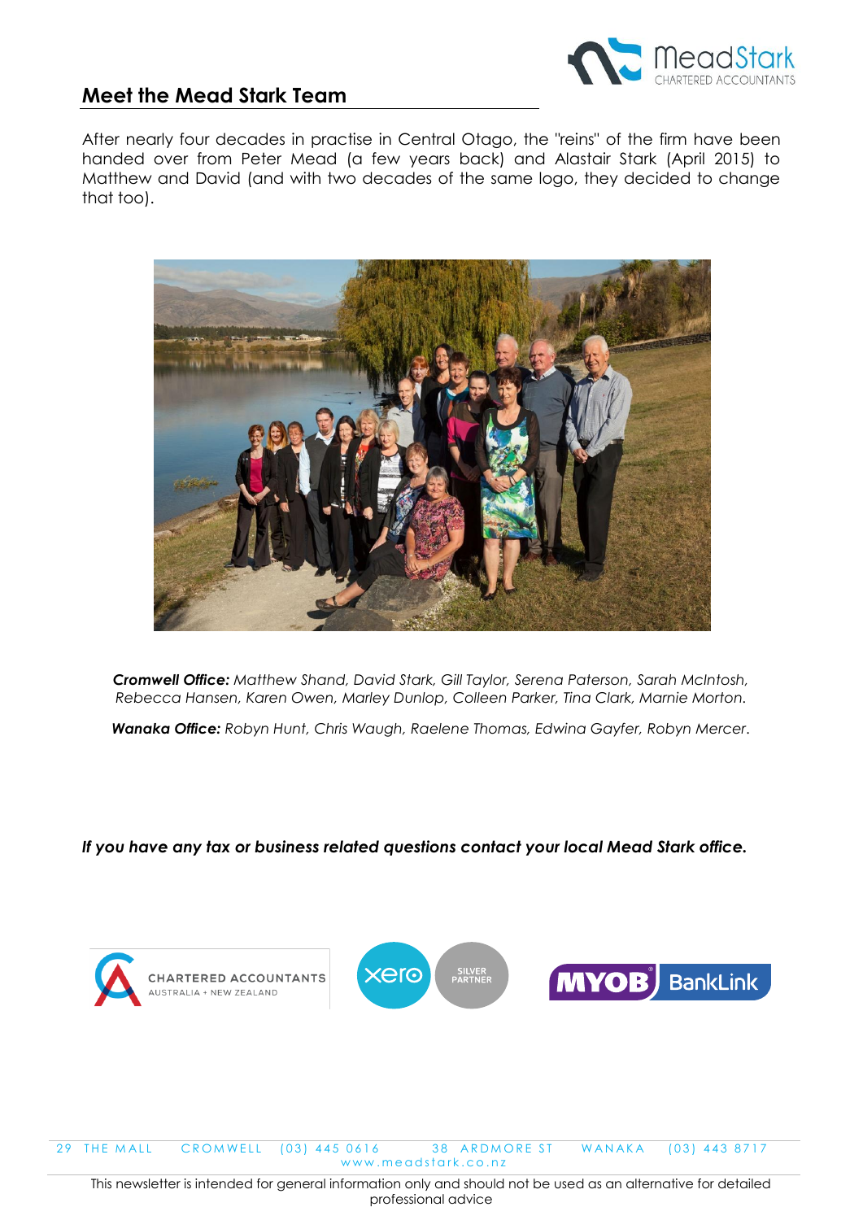## Meet the Mead Stark Team

After nearly four decades in practise in Central Otago, the "reins" of the firm have been handed over from Peter Mead (a few years back) and Alastair Stark (April 2015) to Matthew and David (and with two decades of the same logo, they decided to change that too).

***Cromwell Office:*** *Matthew Shand, David Stark, Gill Taylor, Serena Paterson, Sarah McIntosh, Rebecca Hansen, Karen Owen, Marley Dunlop, Colleen Parker, Tina Clark, Marnie Morton.*

***Wanaka Office:*** *Robyn Hunt, Chris Waugh, Raelene Thomas, Edwina Gayfer, Robyn Mercer.*

***If you have any tax or business related questions contact your local Mead Stark office.***

CHARTERED ACCOUNTANTS AUSTRALIA + NEW ZEALAND

xero SILVER PARTNER

MYOB BankLink

29 THE MALL CROMWELL (03) 445 0616 38 ARDMORE ST WANAKA (03) 443 8717
www.meadstark.co.nz

This newsletter is intended for general information only and should not be used as an alternative for detailed professional advice